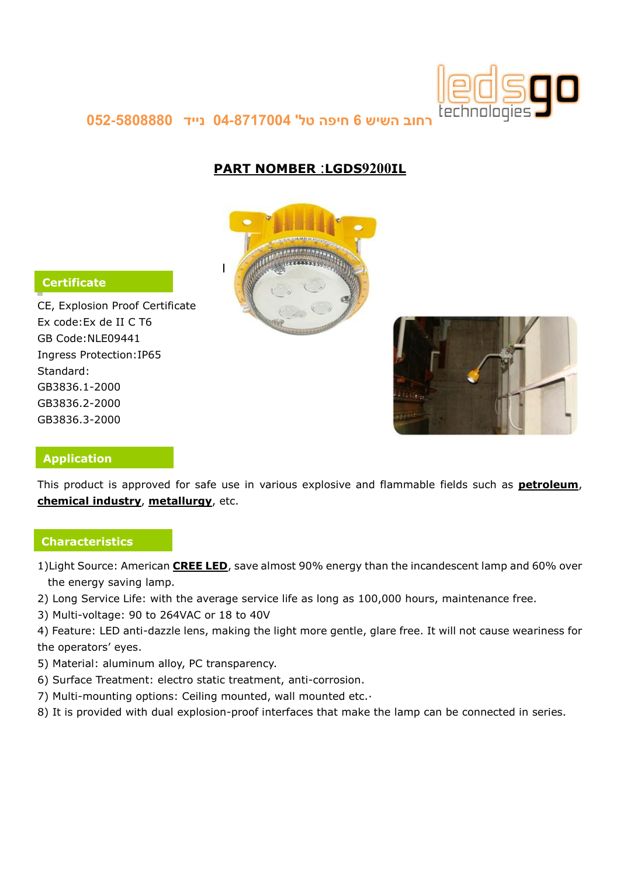רחוב השיש 6 חיפה טל' 04-8717004 נייד 052-5808880

**PART NOMBER :LGDS9200IL**

## Certificate

CE, Explosion Proof Certificate
Ex code:Ex de II C T6
GB Code:NLE09441
Ingress Protection:IP65
Standard:
GB3836.1-2000
GB3836.2-2000
GB3836.3-2000

## Application

This product is approved for safe use in various explosive and flammable fields such as **petroleum**, **chemical industry**, **metallurgy**, etc.

## Characteristics

1)Light Source: American **CREE LED**, save almost 90% energy than the incandescent lamp and 60% over the energy saving lamp.
2) Long Service Life: with the average service life as long as 100,000 hours, maintenance free.
3) Multi-voltage: 90 to 264VAC or 18 to 40V
4) Feature: LED anti-dazzle lens, making the light more gentle, glare free. It will not cause weariness for the operators' eyes.
5) Material: aluminum alloy, PC transparency.
6) Surface Treatment: electro static treatment, anti-corrosion.
7) Multi-mounting options: Ceiling mounted, wall mounted etc.·
8) It is provided with dual explosion-proof interfaces that make the lamp can be connected in series.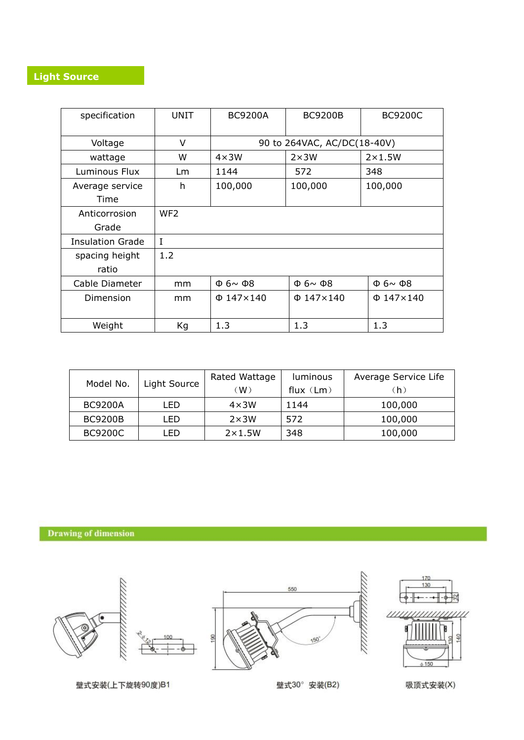## Light Source

| specification | UNIT | BC9200A | BC9200B | BC9200C |
|---|---|---|---|---|
| Voltage | V | 90 to 264VAC, AC/DC(18-40V) | | |
| wattage | W | 4×3W | 2×3W | 2×1.5W |
| Luminous Flux | Lm | 1144 | 572 | 348 |
| Average service Time | h | 100,000 | 100,000 | 100,000 |
| Anticorrosion Grade | WF2 | | | |
| Insulation Grade | I | | | |
| spacing height ratio | 1.2 | | | |
| Cable Diameter | mm | Φ 6~ Φ8 | Φ 6~ Φ8 | Φ 6~ Φ8 |
| Dimension | mm | Φ 147×140 | Φ 147×140 | Φ 147×140 |
| Weight | Kg | 1.3 | 1.3 | 1.3 |

| Model No. | Light Source | Rated Wattage（W） | luminous flux（Lm） | Average Service Life（h） |
|---|---|---|---|---|
| BC9200A | LED | 4×3W | 1144 | 100,000 |
| BC9200B | LED | 2×3W | 572 | 100,000 |
| BC9200C | LED | 2×1.5W | 348 | 100,000 |

## Drawing of dimension

2-φ12
100
壁式安装(上下旋转90度)B1

550
190
150°
壁式30° 安装(B2)

170
130
32
130
140
φ150
吸顶式安装(X)